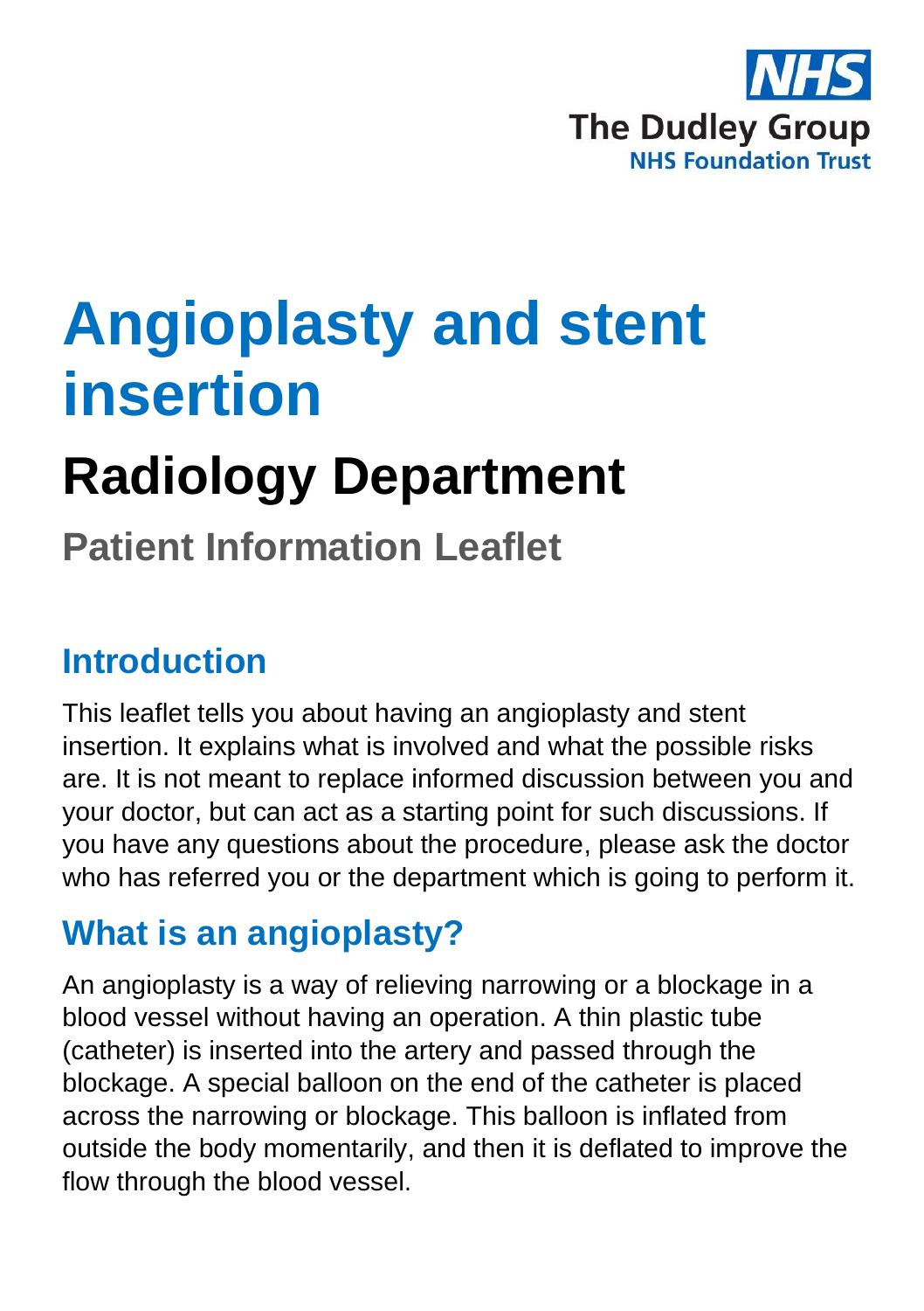NHS

The Dudley Group

NHS Foundation Trust

# Angioplasty and stent insertion

## Radiology Department

### Patient Information Leaflet

## Introduction

This leaflet tells you about having an angioplasty and stent insertion. It explains what is involved and what the possible risks are. It is not meant to replace informed discussion between you and your doctor, but can act as a starting point for such discussions. If you have any questions about the procedure, please ask the doctor who has referred you or the department which is going to perform it.

## What is an angioplasty?

An angioplasty is a way of relieving narrowing or a blockage in a blood vessel without having an operation. A thin plastic tube (catheter) is inserted into the artery and passed through the blockage. A special balloon on the end of the catheter is placed across the narrowing or blockage. This balloon is inflated from outside the body momentarily, and then it is deflated to improve the flow through the blood vessel.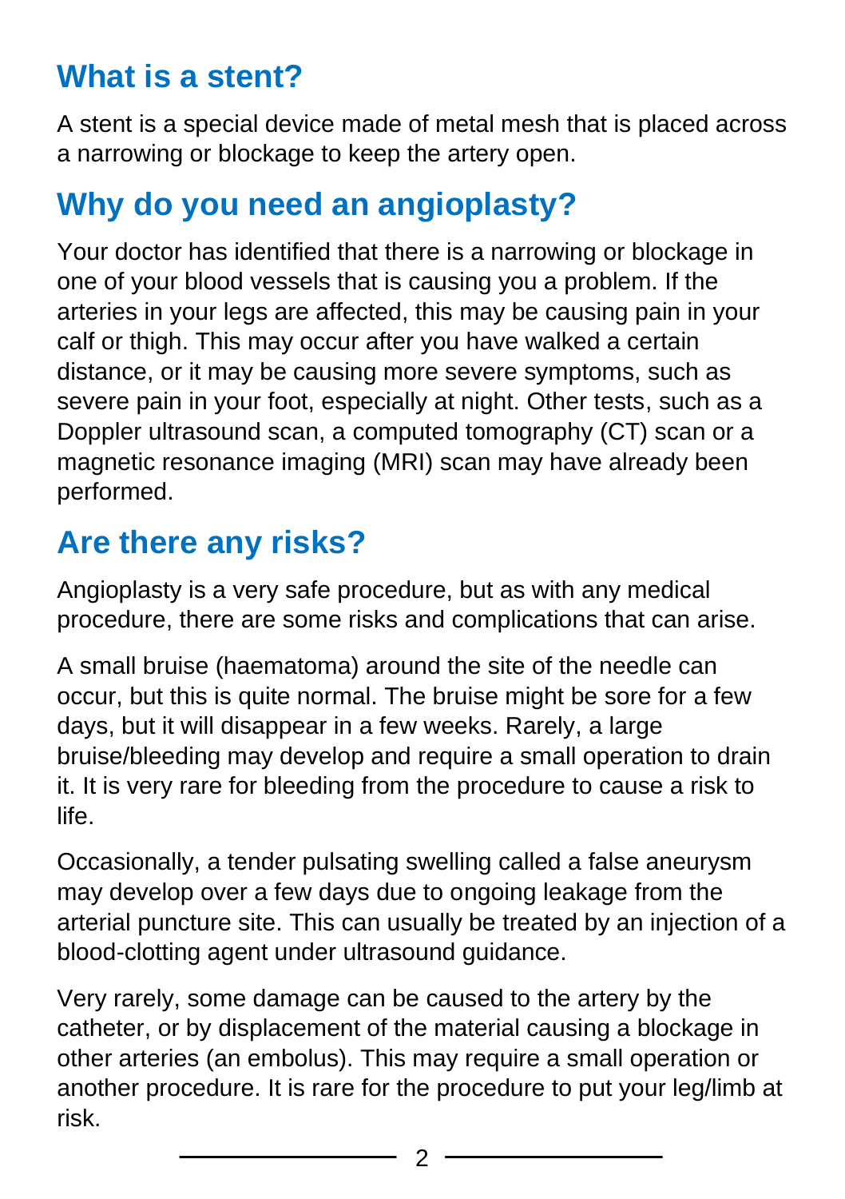## What is a stent?

A stent is a special device made of metal mesh that is placed across a narrowing or blockage to keep the artery open.

## Why do you need an angioplasty?

Your doctor has identified that there is a narrowing or blockage in one of your blood vessels that is causing you a problem. If the arteries in your legs are affected, this may be causing pain in your calf or thigh. This may occur after you have walked a certain distance, or it may be causing more severe symptoms, such as severe pain in your foot, especially at night. Other tests, such as a Doppler ultrasound scan, a computed tomography (CT) scan or a magnetic resonance imaging (MRI) scan may have already been performed.

## Are there any risks?

Angioplasty is a very safe procedure, but as with any medical procedure, there are some risks and complications that can arise.

A small bruise (haematoma) around the site of the needle can occur, but this is quite normal. The bruise might be sore for a few days, but it will disappear in a few weeks. Rarely, a large bruise/bleeding may develop and require a small operation to drain it. It is very rare for bleeding from the procedure to cause a risk to life.

Occasionally, a tender pulsating swelling called a false aneurysm may develop over a few days due to ongoing leakage from the arterial puncture site. This can usually be treated by an injection of a blood-clotting agent under ultrasound guidance.

Very rarely, some damage can be caused to the artery by the catheter, or by displacement of the material causing a blockage in other arteries (an embolus). This may require a small operation or another procedure. It is rare for the procedure to put your leg/limb at risk.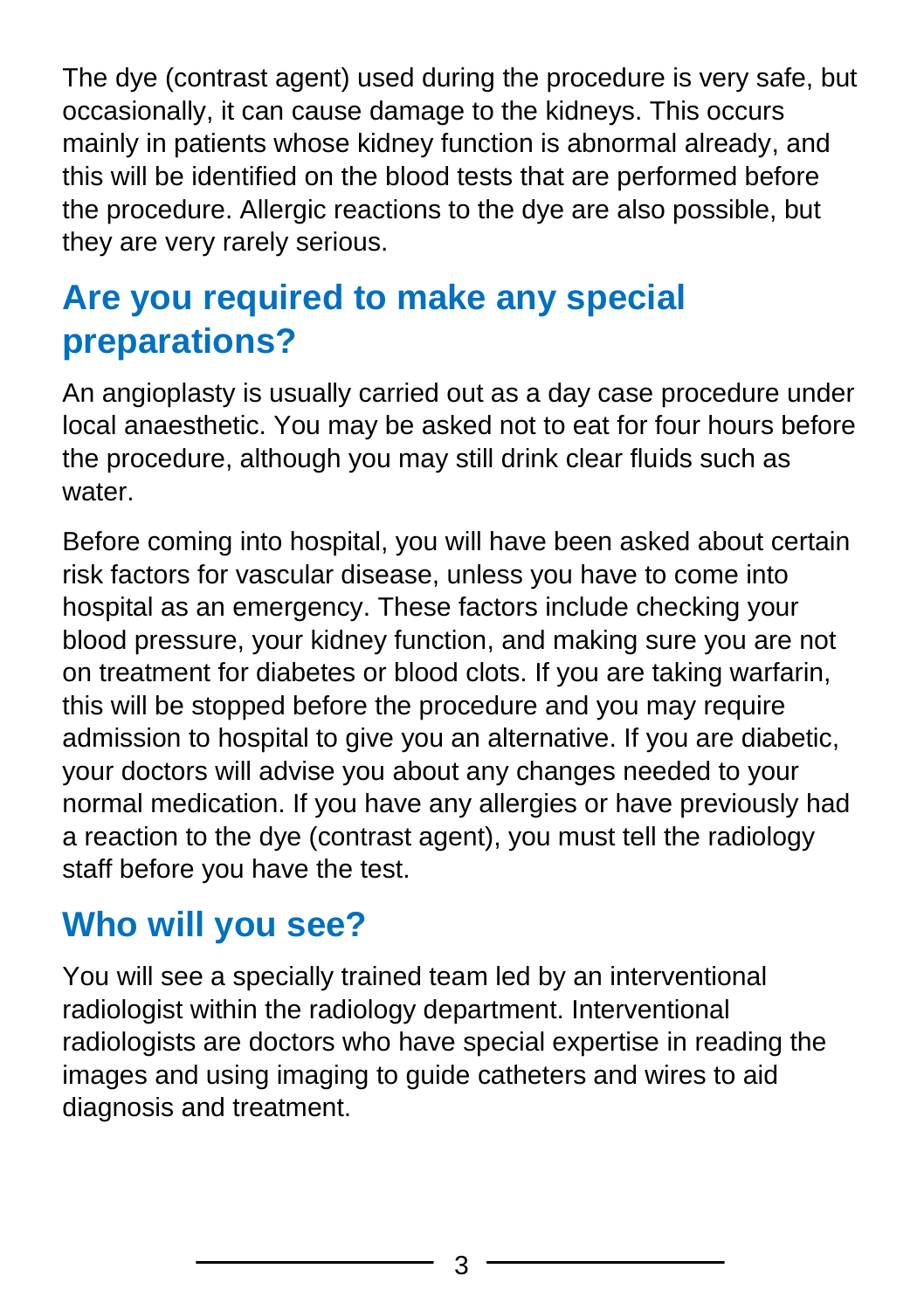The dye (contrast agent) used during the procedure is very safe, but occasionally, it can cause damage to the kidneys. This occurs mainly in patients whose kidney function is abnormal already, and this will be identified on the blood tests that are performed before the procedure. Allergic reactions to the dye are also possible, but they are very rarely serious.

## Are you required to make any special preparations?

An angioplasty is usually carried out as a day case procedure under local anaesthetic. You may be asked not to eat for four hours before the procedure, although you may still drink clear fluids such as water.

Before coming into hospital, you will have been asked about certain risk factors for vascular disease, unless you have to come into hospital as an emergency. These factors include checking your blood pressure, your kidney function, and making sure you are not on treatment for diabetes or blood clots. If you are taking warfarin, this will be stopped before the procedure and you may require admission to hospital to give you an alternative. If you are diabetic, your doctors will advise you about any changes needed to your normal medication. If you have any allergies or have previously had a reaction to the dye (contrast agent), you must tell the radiology staff before you have the test.

## Who will you see?

You will see a specially trained team led by an interventional radiologist within the radiology department. Interventional radiologists are doctors who have special expertise in reading the images and using imaging to guide catheters and wires to aid diagnosis and treatment.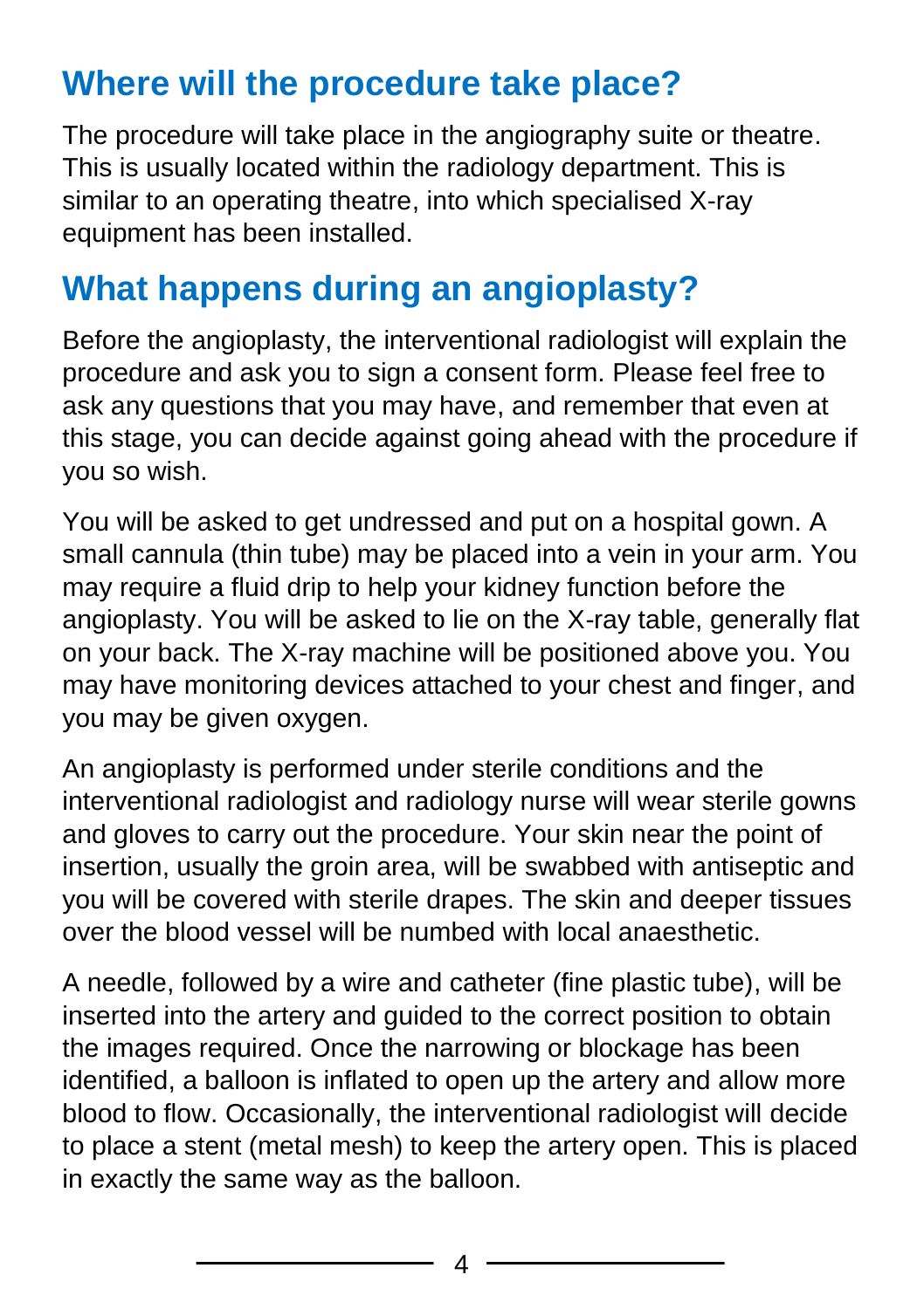## Where will the procedure take place?

The procedure will take place in the angiography suite or theatre. This is usually located within the radiology department. This is similar to an operating theatre, into which specialised X-ray equipment has been installed.

## What happens during an angioplasty?

Before the angioplasty, the interventional radiologist will explain the procedure and ask you to sign a consent form. Please feel free to ask any questions that you may have, and remember that even at this stage, you can decide against going ahead with the procedure if you so wish.

You will be asked to get undressed and put on a hospital gown. A small cannula (thin tube) may be placed into a vein in your arm. You may require a fluid drip to help your kidney function before the angioplasty. You will be asked to lie on the X-ray table, generally flat on your back. The X-ray machine will be positioned above you. You may have monitoring devices attached to your chest and finger, and you may be given oxygen.

An angioplasty is performed under sterile conditions and the interventional radiologist and radiology nurse will wear sterile gowns and gloves to carry out the procedure. Your skin near the point of insertion, usually the groin area, will be swabbed with antiseptic and you will be covered with sterile drapes. The skin and deeper tissues over the blood vessel will be numbed with local anaesthetic.

A needle, followed by a wire and catheter (fine plastic tube), will be inserted into the artery and guided to the correct position to obtain the images required. Once the narrowing or blockage has been identified, a balloon is inflated to open up the artery and allow more blood to flow. Occasionally, the interventional radiologist will decide to place a stent (metal mesh) to keep the artery open. This is placed in exactly the same way as the balloon.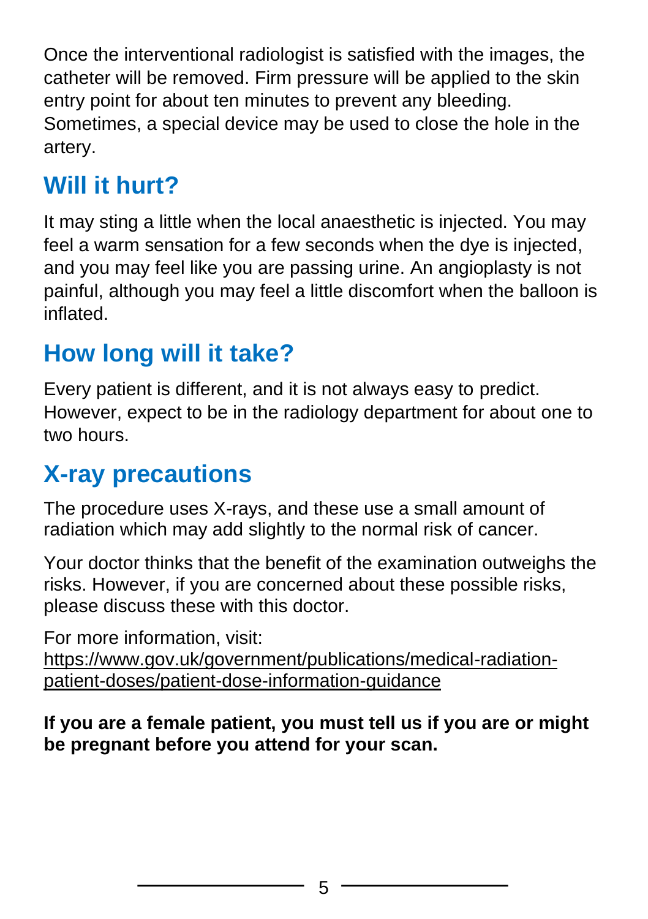Once the interventional radiologist is satisfied with the images, the catheter will be removed. Firm pressure will be applied to the skin entry point for about ten minutes to prevent any bleeding. Sometimes, a special device may be used to close the hole in the artery.

## Will it hurt?

It may sting a little when the local anaesthetic is injected. You may feel a warm sensation for a few seconds when the dye is injected, and you may feel like you are passing urine. An angioplasty is not painful, although you may feel a little discomfort when the balloon is inflated.

## How long will it take?

Every patient is different, and it is not always easy to predict. However, expect to be in the radiology department for about one to two hours.

## X-ray precautions

The procedure uses X-rays, and these use a small amount of radiation which may add slightly to the normal risk of cancer.

Your doctor thinks that the benefit of the examination outweighs the risks. However, if you are concerned about these possible risks, please discuss these with this doctor.

For more information, visit:
https://www.gov.uk/government/publications/medical-radiation-patient-doses/patient-dose-information-guidance

**If you are a female patient, you must tell us if you are or might be pregnant before you attend for your scan.**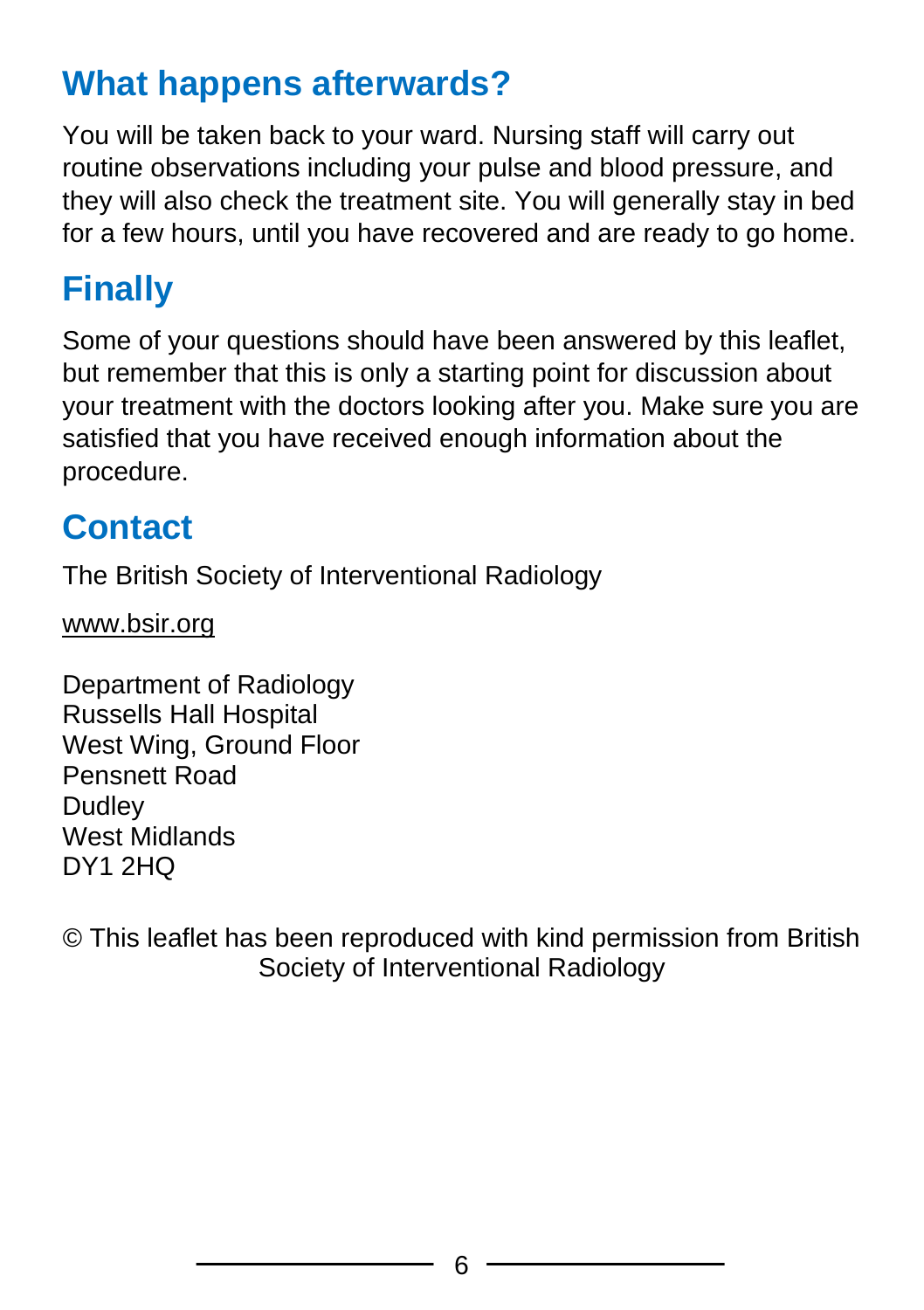## What happens afterwards?

You will be taken back to your ward. Nursing staff will carry out routine observations including your pulse and blood pressure, and they will also check the treatment site. You will generally stay in bed for a few hours, until you have recovered and are ready to go home.

## Finally

Some of your questions should have been answered by this leaflet, but remember that this is only a starting point for discussion about your treatment with the doctors looking after you. Make sure you are satisfied that you have received enough information about the procedure.

## Contact

The British Society of Interventional Radiology

www.bsir.org

Department of Radiology
Russells Hall Hospital
West Wing, Ground Floor
Pensnett Road
Dudley
West Midlands
DY1 2HQ

© This leaflet has been reproduced with kind permission from British Society of Interventional Radiology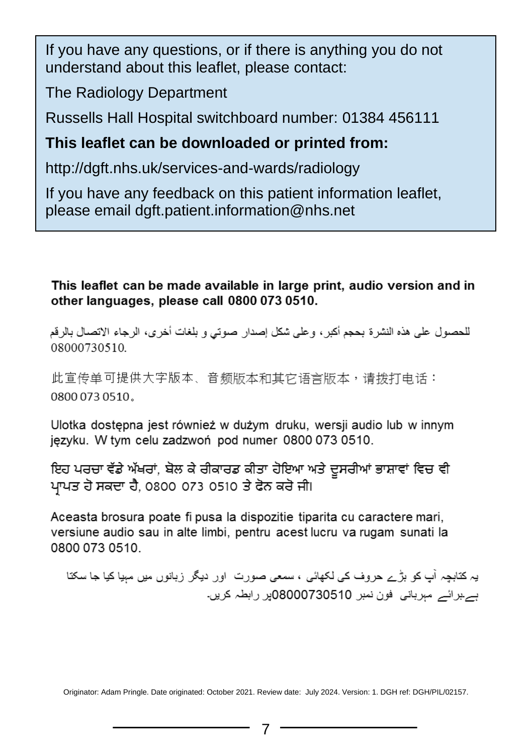If you have any questions, or if there is anything you do not understand about this leaflet, please contact:

The Radiology Department

Russells Hall Hospital switchboard number: 01384 456111

**This leaflet can be downloaded or printed from:**

http://dgft.nhs.uk/services-and-wards/radiology

If you have any feedback on this patient information leaflet, please email dgft.patient.information@nhs.net

**This leaflet can be made available in large print, audio version and in other languages, please call 0800 073 0510.**

للحصول على هذه النشرة بحجم أكبر، وعلى شكل إصدار صوتي و بلغات أخرى، الرجاء الاتصال بالرقم 08000730510.

此宣传单可提供大字版本、音频版本和其它语言版本，请拨打电话：0800 073 0510。

Ulotka dostępna jest również w dużym druku, wersji audio lub w innym języku. W tym celu zadzwoń pod numer 0800 073 0510.

ਇਹ ਪਰਚਾ ਵੱਡੇ ਅੱਖਰਾਂ, ਬੋਲ ਕੇ ਰੀਕਾਰਡ ਕੀਤਾ ਹੋਇਆ ਅਤੇ ਦੂਸਰੀਆਂ ਭਾਸ਼ਾਵਾਂ ਵਿਚ ਵੀ ਪ੍ਰਾਪਤ ਹੋ ਸਕਦਾ ਹੈ, 0800 073 0510 ਤੇ ਫੋਨ ਕਰੋ ਜੀ।

Aceasta brosura poate fi pusa la dispozitie tiparita cu caractere mari, versiune audio sau in alte limbi, pentru acest lucru va rugam sunati la 0800 073 0510.

یہ کتابچہ آپ کو بڑے حروف کی لکھائی ، سمعی صورت اور دیگر زبانوں میں مہیا کیا جا سکتا ہے۔برائے مہربانی فون نمبر 08000730510پر رابطہ کریں۔

Originator: Adam Pringle. Date originated: October 2021. Review date: July 2024. Version: 1. DGH ref: DGH/PIL/02157.